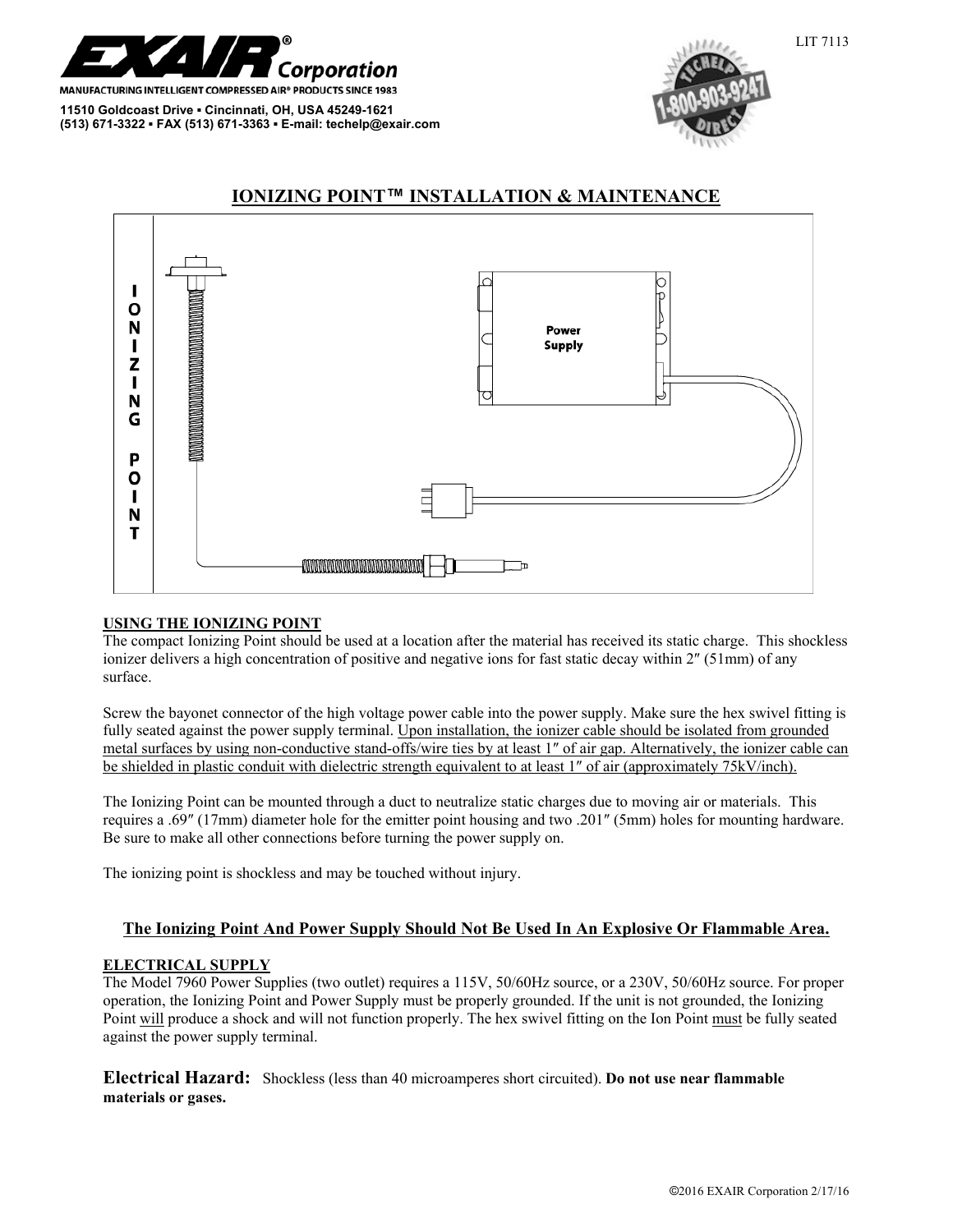**EXAIR® Corporation**

MANUFACTURING INTELLIGENT COMPRESSED AIR® PRODUCTS SINCE 1983

11510 Goldcoast Drive ▪ Cincinnati, OH, USA 45249-1621
(513) 671-3322 ▪ FAX (513) 671-3363 ▪ E-mail: techelp@exair.com

LIT 7113

# IONIZING POINT™ INSTALLATION & MAINTENANCE

### USING THE IONIZING POINT

The compact Ionizing Point should be used at a location after the material has received its static charge. This shockless ionizer delivers a high concentration of positive and negative ions for fast static decay within 2″ (51mm) of any surface.

Screw the bayonet connector of the high voltage power cable into the power supply. Make sure the hex swivel fitting is fully seated against the power supply terminal. Upon installation, the ionizer cable should be isolated from grounded metal surfaces by using non-conductive stand-offs/wire ties by at least 1″ of air gap. Alternatively, the ionizer cable can be shielded in plastic conduit with dielectric strength equivalent to at least 1″ of air (approximately 75kV/inch).

The Ionizing Point can be mounted through a duct to neutralize static charges due to moving air or materials. This requires a .69″ (17mm) diameter hole for the emitter point housing and two .201″ (5mm) holes for mounting hardware. Be sure to make all other connections before turning the power supply on.

The ionizing point is shockless and may be touched without injury.

**The Ionizing Point And Power Supply Should Not Be Used In An Explosive Or Flammable Area.**

### ELECTRICAL SUPPLY

The Model 7960 Power Supplies (two outlet) requires a 115V, 50/60Hz source, or a 230V, 50/60Hz source. For proper operation, the Ionizing Point and Power Supply must be properly grounded. If the unit is not grounded, the Ionizing Point will produce a shock and will not function properly. The hex swivel fitting on the Ion Point must be fully seated against the power supply terminal.

**Electrical Hazard:** Shockless (less than 40 microamperes short circuited). **Do not use near flammable materials or gases.**

©2016 EXAIR Corporation 2/17/16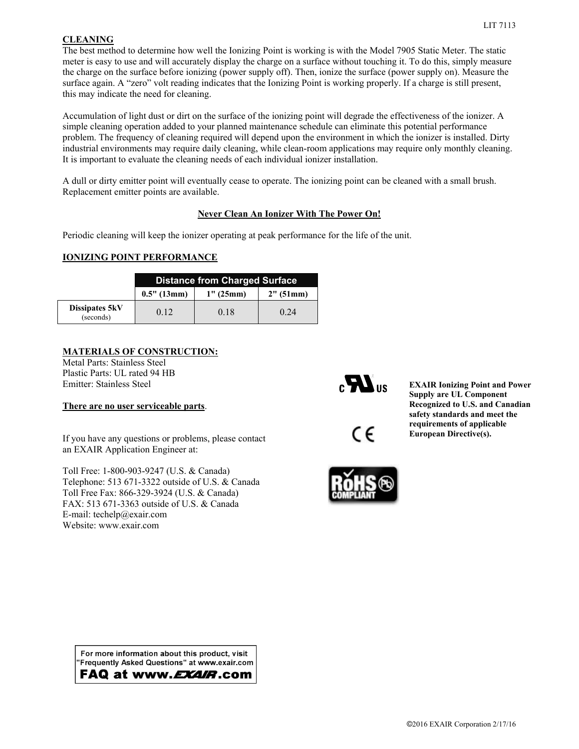**CLEANING**

The best method to determine how well the Ionizing Point is working is with the Model 7905 Static Meter. The static meter is easy to use and will accurately display the charge on a surface without touching it. To do this, simply measure the charge on the surface before ionizing (power supply off). Then, ionize the surface (power supply on). Measure the surface again. A "zero" volt reading indicates that the Ionizing Point is working properly. If a charge is still present, this may indicate the need for cleaning.

Accumulation of light dust or dirt on the surface of the ionizing point will degrade the effectiveness of the ionizer. A simple cleaning operation added to your planned maintenance schedule can eliminate this potential performance problem. The frequency of cleaning required will depend upon the environment in which the ionizer is installed. Dirty industrial environments may require daily cleaning, while clean-room applications may require only monthly cleaning. It is important to evaluate the cleaning needs of each individual ionizer installation.

A dull or dirty emitter point will eventually cease to operate. The ionizing point can be cleaned with a small brush. Replacement emitter points are available.

**Never Clean An Ionizer With The Power On!**

Periodic cleaning will keep the ionizer operating at peak performance for the life of the unit.

**IONIZING POINT PERFORMANCE**

| | Distance from Charged Surface | | |
|---|---|---|---|
| | 0.5" (13mm) | 1" (25mm) | 2" (51mm) |
| **Dissipates 5kV** (seconds) | 0.12 | 0.18 | 0.24 |

**MATERIALS OF CONSTRUCTION:**

Metal Parts: Stainless Steel
Plastic Parts: UL rated 94 HB
Emitter: Stainless Steel

**There are no user serviceable parts**.

**EXAIR Ionizing Point and Power Supply are UL Component Recognized to U.S. and Canadian safety standards and meet the requirements of applicable European Directive(s).**

If you have any questions or problems, please contact an EXAIR Application Engineer at:

Toll Free: 1-800-903-9247 (U.S. & Canada)
Telephone: 513 671-3322 outside of U.S. & Canada
Toll Free Fax: 866-329-3924 (U.S. & Canada)
FAX: 513 671-3363 outside of U.S. & Canada
E-mail: techelp@exair.com
Website: www.exair.com

For more information about this product, visit "Frequently Asked Questions" at www.exair.com
FAQ at www.EXAIR.com

©2016 EXAIR Corporation 2/17/16